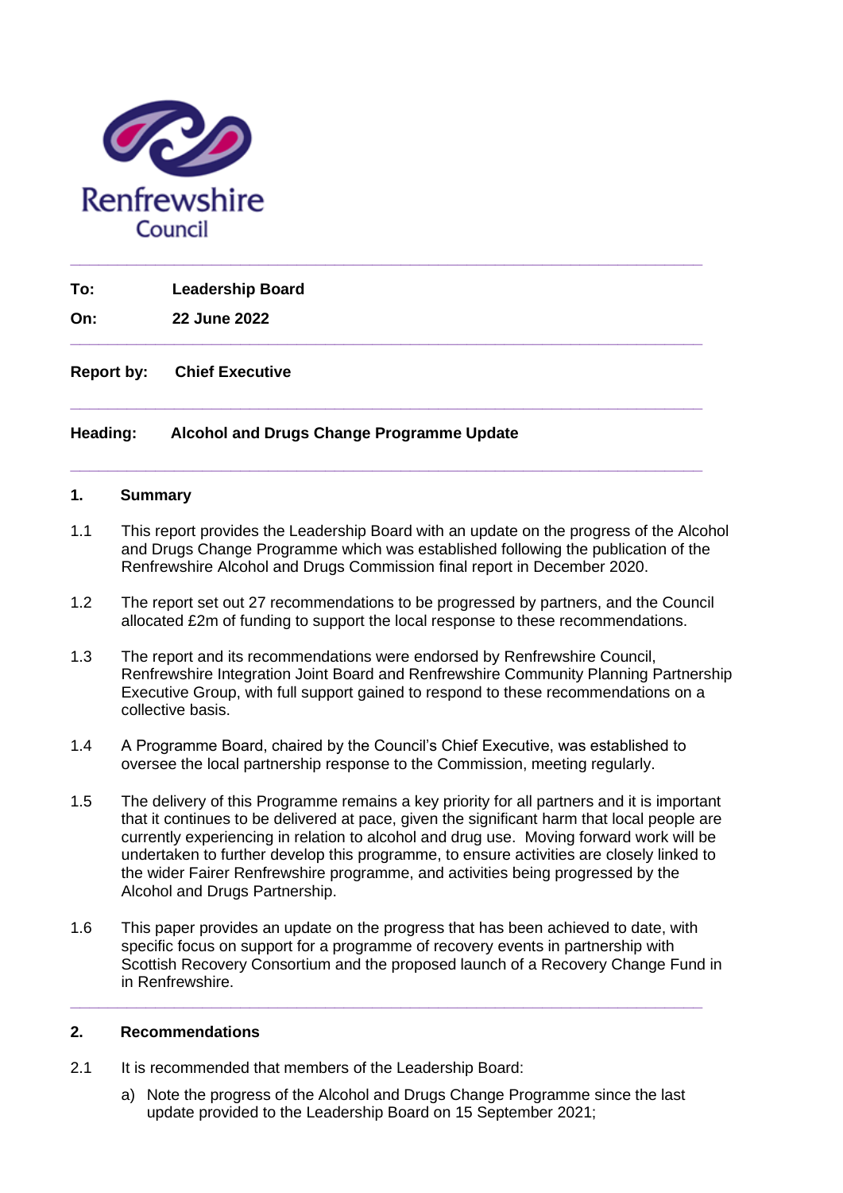Renfrewshire Council

---

**To:** **Leadership Board**

**On:** **22 June 2022**

---

**Report by:** **Chief Executive**

---

**Heading:** **Alcohol and Drugs Change Programme Update**

---

## 1. Summary

1.1 This report provides the Leadership Board with an update on the progress of the Alcohol and Drugs Change Programme which was established following the publication of the Renfrewshire Alcohol and Drugs Commission final report in December 2020.

1.2 The report set out 27 recommendations to be progressed by partners, and the Council allocated £2m of funding to support the local response to these recommendations.

1.3 The report and its recommendations were endorsed by Renfrewshire Council, Renfrewshire Integration Joint Board and Renfrewshire Community Planning Partnership Executive Group, with full support gained to respond to these recommendations on a collective basis.

1.4 A Programme Board, chaired by the Council's Chief Executive, was established to oversee the local partnership response to the Commission, meeting regularly.

1.5 The delivery of this Programme remains a key priority for all partners and it is important that it continues to be delivered at pace, given the significant harm that local people are currently experiencing in relation to alcohol and drug use. Moving forward work will be undertaken to further develop this programme, to ensure activities are closely linked to the wider Fairer Renfrewshire programme, and activities being progressed by the Alcohol and Drugs Partnership.

1.6 This paper provides an update on the progress that has been achieved to date, with specific focus on support for a programme of recovery events in partnership with Scottish Recovery Consortium and the proposed launch of a Recovery Change Fund in in Renfrewshire.

---

## 2. Recommendations

2.1 It is recommended that members of the Leadership Board:

a) Note the progress of the Alcohol and Drugs Change Programme since the last update provided to the Leadership Board on 15 September 2021;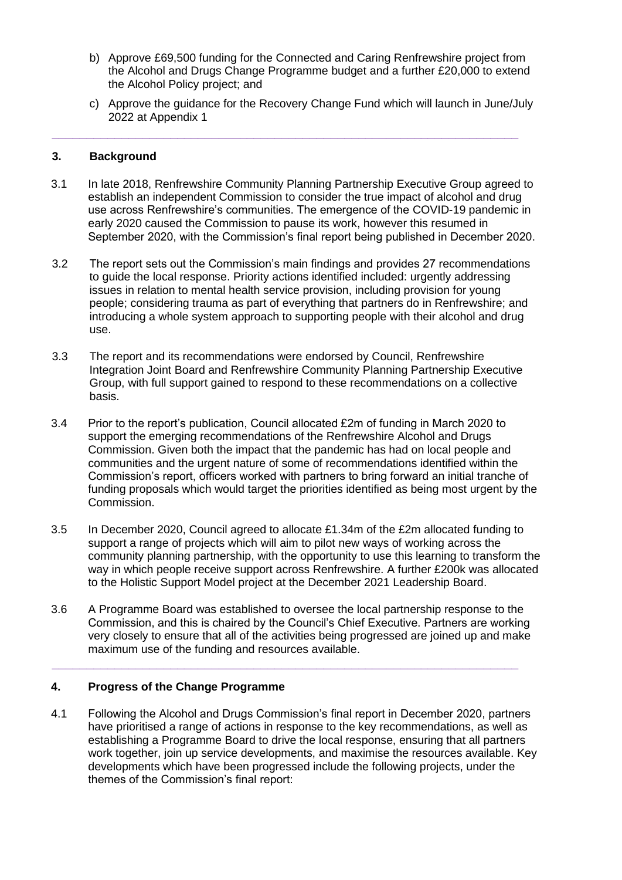b) Approve £69,500 funding for the Connected and Caring Renfrewshire project from the Alcohol and Drugs Change Programme budget and a further £20,000 to extend the Alcohol Policy project; and

c) Approve the guidance for the Recovery Change Fund which will launch in June/July 2022 at Appendix 1

---

## 3. Background

3.1 In late 2018, Renfrewshire Community Planning Partnership Executive Group agreed to establish an independent Commission to consider the true impact of alcohol and drug use across Renfrewshire's communities. The emergence of the COVID-19 pandemic in early 2020 caused the Commission to pause its work, however this resumed in September 2020, with the Commission's final report being published in December 2020.

3.2 The report sets out the Commission's main findings and provides 27 recommendations to guide the local response. Priority actions identified included: urgently addressing issues in relation to mental health service provision, including provision for young people; considering trauma as part of everything that partners do in Renfrewshire; and introducing a whole system approach to supporting people with their alcohol and drug use.

3.3 The report and its recommendations were endorsed by Council, Renfrewshire Integration Joint Board and Renfrewshire Community Planning Partnership Executive Group, with full support gained to respond to these recommendations on a collective basis.

3.4 Prior to the report's publication, Council allocated £2m of funding in March 2020 to support the emerging recommendations of the Renfrewshire Alcohol and Drugs Commission. Given both the impact that the pandemic has had on local people and communities and the urgent nature of some of recommendations identified within the Commission's report, officers worked with partners to bring forward an initial tranche of funding proposals which would target the priorities identified as being most urgent by the Commission.

3.5 In December 2020, Council agreed to allocate £1.34m of the £2m allocated funding to support a range of projects which will aim to pilot new ways of working across the community planning partnership, with the opportunity to use this learning to transform the way in which people receive support across Renfrewshire. A further £200k was allocated to the Holistic Support Model project at the December 2021 Leadership Board.

3.6 A Programme Board was established to oversee the local partnership response to the Commission, and this is chaired by the Council's Chief Executive. Partners are working very closely to ensure that all of the activities being progressed are joined up and make maximum use of the funding and resources available.

---

## 4. Progress of the Change Programme

4.1 Following the Alcohol and Drugs Commission's final report in December 2020, partners have prioritised a range of actions in response to the key recommendations, as well as establishing a Programme Board to drive the local response, ensuring that all partners work together, join up service developments, and maximise the resources available. Key developments which have been progressed include the following projects, under the themes of the Commission's final report: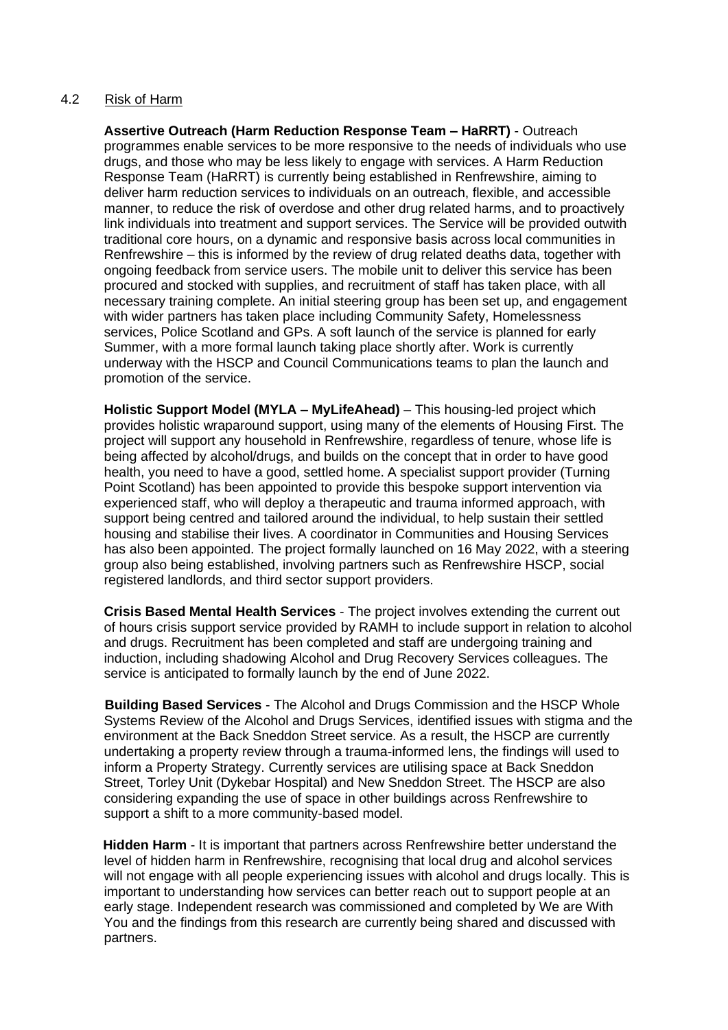## 4.2 Risk of Harm

**Assertive Outreach (Harm Reduction Response Team – HaRRT)** - Outreach programmes enable services to be more responsive to the needs of individuals who use drugs, and those who may be less likely to engage with services. A Harm Reduction Response Team (HaRRT) is currently being established in Renfrewshire, aiming to deliver harm reduction services to individuals on an outreach, flexible, and accessible manner, to reduce the risk of overdose and other drug related harms, and to proactively link individuals into treatment and support services. The Service will be provided outwith traditional core hours, on a dynamic and responsive basis across local communities in Renfrewshire – this is informed by the review of drug related deaths data, together with ongoing feedback from service users. The mobile unit to deliver this service has been procured and stocked with supplies, and recruitment of staff has taken place, with all necessary training complete. An initial steering group has been set up, and engagement with wider partners has taken place including Community Safety, Homelessness services, Police Scotland and GPs. A soft launch of the service is planned for early Summer, with a more formal launch taking place shortly after. Work is currently underway with the HSCP and Council Communications teams to plan the launch and promotion of the service.

**Holistic Support Model (MYLA – MyLifeAhead)** – This housing-led project which provides holistic wraparound support, using many of the elements of Housing First. The project will support any household in Renfrewshire, regardless of tenure, whose life is being affected by alcohol/drugs, and builds on the concept that in order to have good health, you need to have a good, settled home. A specialist support provider (Turning Point Scotland) has been appointed to provide this bespoke support intervention via experienced staff, who will deploy a therapeutic and trauma informed approach, with support being centred and tailored around the individual, to help sustain their settled housing and stabilise their lives. A coordinator in Communities and Housing Services has also been appointed. The project formally launched on 16 May 2022, with a steering group also being established, involving partners such as Renfrewshire HSCP, social registered landlords, and third sector support providers.

**Crisis Based Mental Health Services** - The project involves extending the current out of hours crisis support service provided by RAMH to include support in relation to alcohol and drugs. Recruitment has been completed and staff are undergoing training and induction, including shadowing Alcohol and Drug Recovery Services colleagues. The service is anticipated to formally launch by the end of June 2022.

**Building Based Services** - The Alcohol and Drugs Commission and the HSCP Whole Systems Review of the Alcohol and Drugs Services, identified issues with stigma and the environment at the Back Sneddon Street service. As a result, the HSCP are currently undertaking a property review through a trauma-informed lens, the findings will used to inform a Property Strategy. Currently services are utilising space at Back Sneddon Street, Torley Unit (Dykebar Hospital) and New Sneddon Street. The HSCP are also considering expanding the use of space in other buildings across Renfrewshire to support a shift to a more community-based model.

**Hidden Harm** - It is important that partners across Renfrewshire better understand the level of hidden harm in Renfrewshire, recognising that local drug and alcohol services will not engage with all people experiencing issues with alcohol and drugs locally. This is important to understanding how services can better reach out to support people at an early stage. Independent research was commissioned and completed by We are With You and the findings from this research are currently being shared and discussed with partners.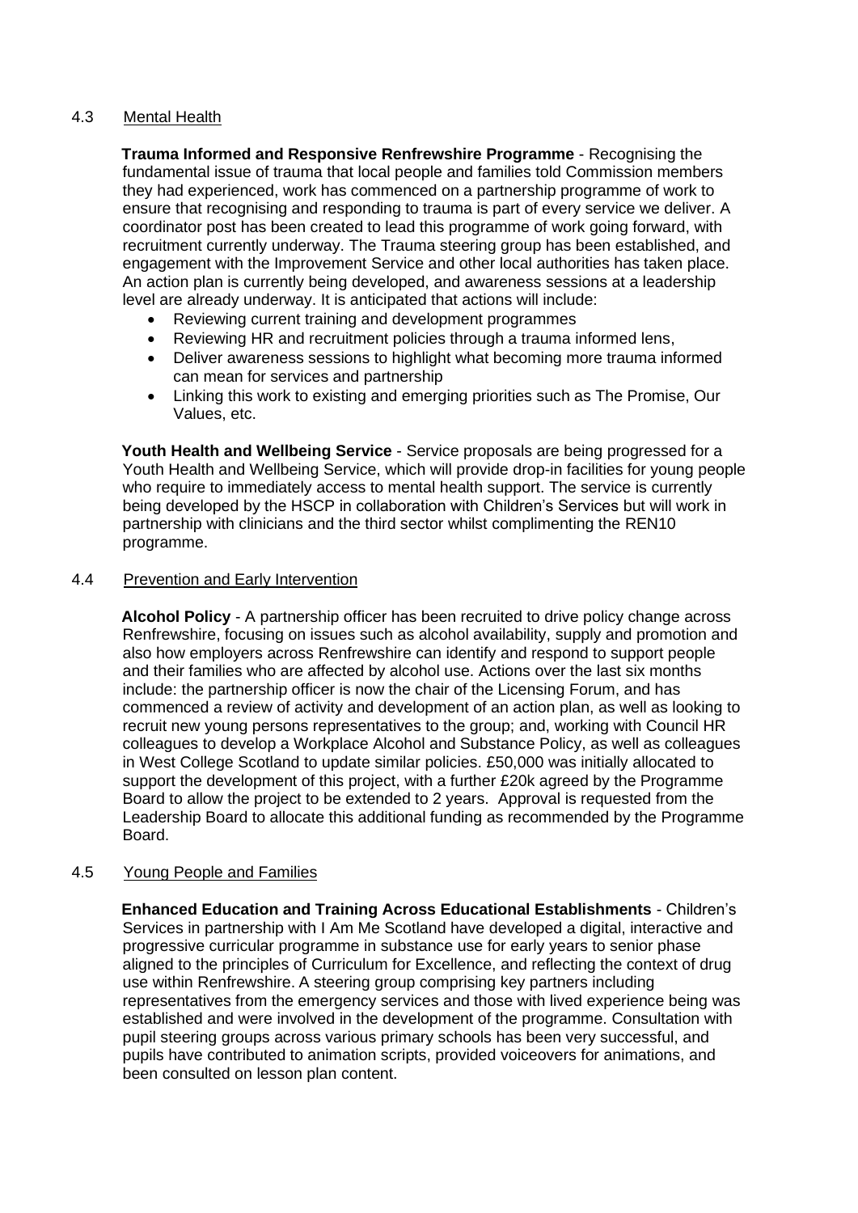4.3 <u>Mental Health</u>

**Trauma Informed and Responsive Renfrewshire Programme** - Recognising the fundamental issue of trauma that local people and families told Commission members they had experienced, work has commenced on a partnership programme of work to ensure that recognising and responding to trauma is part of every service we deliver. A coordinator post has been created to lead this programme of work going forward, with recruitment currently underway. The Trauma steering group has been established, and engagement with the Improvement Service and other local authorities has taken place. An action plan is currently being developed, and awareness sessions at a leadership level are already underway. It is anticipated that actions will include:

- Reviewing current training and development programmes
- Reviewing HR and recruitment policies through a trauma informed lens,
- Deliver awareness sessions to highlight what becoming more trauma informed can mean for services and partnership
- Linking this work to existing and emerging priorities such as The Promise, Our Values, etc.

**Youth Health and Wellbeing Service** - Service proposals are being progressed for a Youth Health and Wellbeing Service, which will provide drop-in facilities for young people who require to immediately access to mental health support. The service is currently being developed by the HSCP in collaboration with Children's Services but will work in partnership with clinicians and the third sector whilst complimenting the REN10 programme.

4.4 <u>Prevention and Early Intervention</u>

**Alcohol Policy** - A partnership officer has been recruited to drive policy change across Renfrewshire, focusing on issues such as alcohol availability, supply and promotion and also how employers across Renfrewshire can identify and respond to support people and their families who are affected by alcohol use. Actions over the last six months include: the partnership officer is now the chair of the Licensing Forum, and has commenced a review of activity and development of an action plan, as well as looking to recruit new young persons representatives to the group; and, working with Council HR colleagues to develop a Workplace Alcohol and Substance Policy, as well as colleagues in West College Scotland to update similar policies. £50,000 was initially allocated to support the development of this project, with a further £20k agreed by the Programme Board to allow the project to be extended to 2 years. Approval is requested from the Leadership Board to allocate this additional funding as recommended by the Programme Board.

4.5 <u>Young People and Families</u>

**Enhanced Education and Training Across Educational Establishments** - Children's Services in partnership with I Am Me Scotland have developed a digital, interactive and progressive curricular programme in substance use for early years to senior phase aligned to the principles of Curriculum for Excellence, and reflecting the context of drug use within Renfrewshire. A steering group comprising key partners including representatives from the emergency services and those with lived experience being was established and were involved in the development of the programme. Consultation with pupil steering groups across various primary schools has been very successful, and pupils have contributed to animation scripts, provided voiceovers for animations, and been consulted on lesson plan content.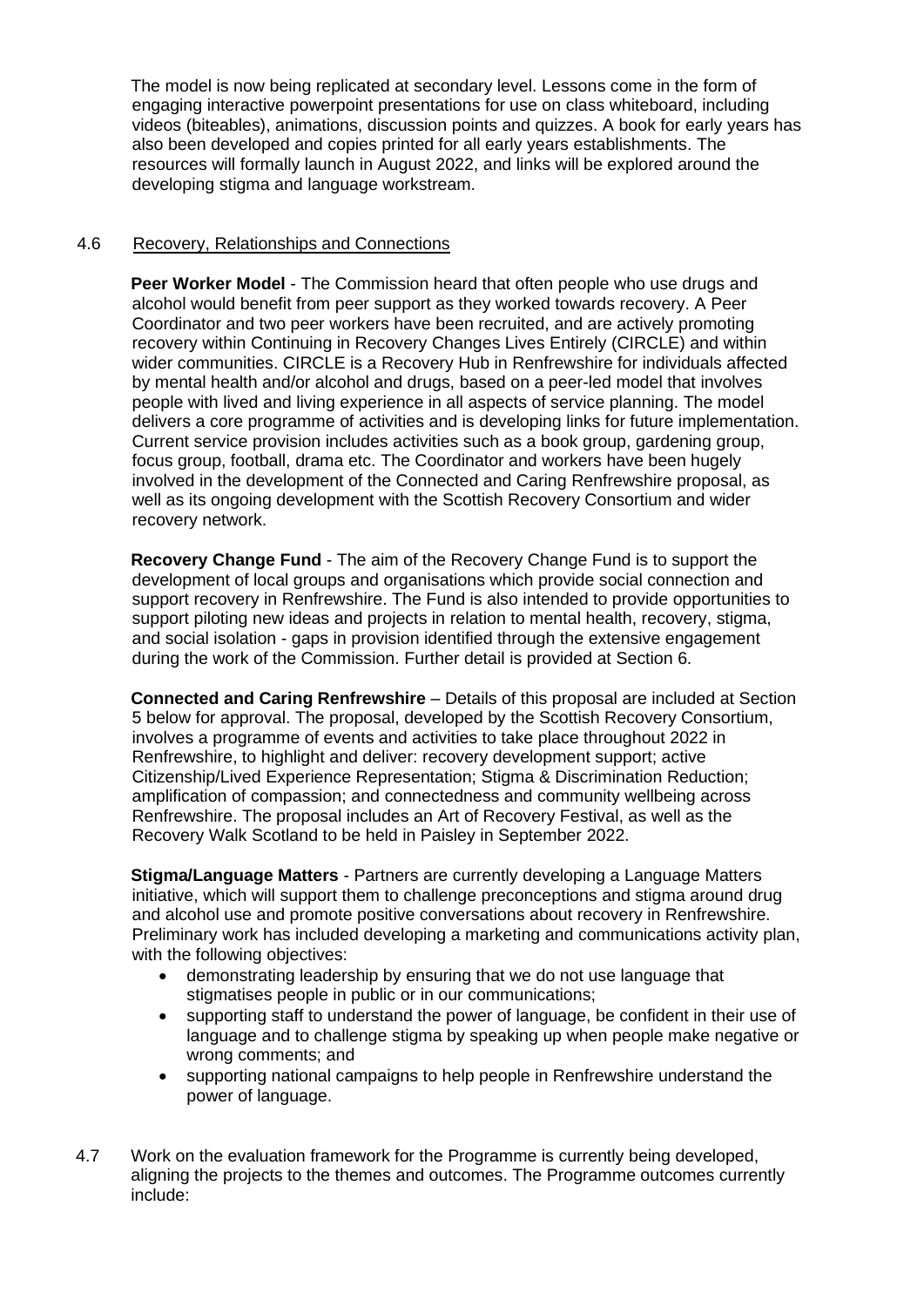The model is now being replicated at secondary level. Lessons come in the form of engaging interactive powerpoint presentations for use on class whiteboard, including videos (biteables), animations, discussion points and quizzes. A book for early years has also been developed and copies printed for all early years establishments. The resources will formally launch in August 2022, and links will be explored around the developing stigma and language workstream.

4.6 Recovery, Relationships and Connections

**Peer Worker Model** - The Commission heard that often people who use drugs and alcohol would benefit from peer support as they worked towards recovery. A Peer Coordinator and two peer workers have been recruited, and are actively promoting recovery within Continuing in Recovery Changes Lives Entirely (CIRCLE) and within wider communities. CIRCLE is a Recovery Hub in Renfrewshire for individuals affected by mental health and/or alcohol and drugs, based on a peer-led model that involves people with lived and living experience in all aspects of service planning. The model delivers a core programme of activities and is developing links for future implementation. Current service provision includes activities such as a book group, gardening group, focus group, football, drama etc. The Coordinator and workers have been hugely involved in the development of the Connected and Caring Renfrewshire proposal, as well as its ongoing development with the Scottish Recovery Consortium and wider recovery network.

**Recovery Change Fund** - The aim of the Recovery Change Fund is to support the development of local groups and organisations which provide social connection and support recovery in Renfrewshire. The Fund is also intended to provide opportunities to support piloting new ideas and projects in relation to mental health, recovery, stigma, and social isolation - gaps in provision identified through the extensive engagement during the work of the Commission. Further detail is provided at Section 6.

**Connected and Caring Renfrewshire** – Details of this proposal are included at Section 5 below for approval. The proposal, developed by the Scottish Recovery Consortium, involves a programme of events and activities to take place throughout 2022 in Renfrewshire, to highlight and deliver: recovery development support; active Citizenship/Lived Experience Representation; Stigma & Discrimination Reduction; amplification of compassion; and connectedness and community wellbeing across Renfrewshire. The proposal includes an Art of Recovery Festival, as well as the Recovery Walk Scotland to be held in Paisley in September 2022.

**Stigma/Language Matters** - Partners are currently developing a Language Matters initiative, which will support them to challenge preconceptions and stigma around drug and alcohol use and promote positive conversations about recovery in Renfrewshire. Preliminary work has included developing a marketing and communications activity plan, with the following objectives:

- demonstrating leadership by ensuring that we do not use language that stigmatises people in public or in our communications;
- supporting staff to understand the power of language, be confident in their use of language and to challenge stigma by speaking up when people make negative or wrong comments; and
- supporting national campaigns to help people in Renfrewshire understand the power of language.

4.7 Work on the evaluation framework for the Programme is currently being developed, aligning the projects to the themes and outcomes. The Programme outcomes currently include: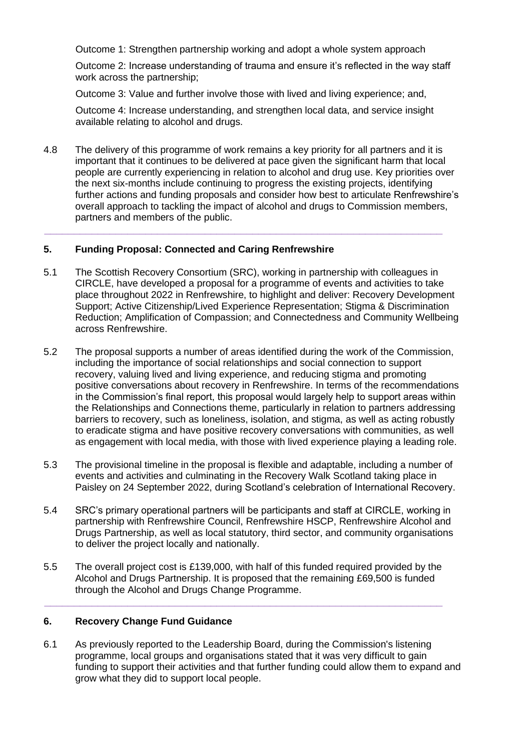Outcome 1: Strengthen partnership working and adopt a whole system approach

Outcome 2: Increase understanding of trauma and ensure it's reflected in the way staff work across the partnership;

Outcome 3: Value and further involve those with lived and living experience; and,

Outcome 4: Increase understanding, and strengthen local data, and service insight available relating to alcohol and drugs.

4.8 The delivery of this programme of work remains a key priority for all partners and it is important that it continues to be delivered at pace given the significant harm that local people are currently experiencing in relation to alcohol and drug use. Key priorities over the next six-months include continuing to progress the existing projects, identifying further actions and funding proposals and consider how best to articulate Renfrewshire's overall approach to tackling the impact of alcohol and drugs to Commission members, partners and members of the public.

---

## 5. Funding Proposal: Connected and Caring Renfrewshire

5.1 The Scottish Recovery Consortium (SRC), working in partnership with colleagues in CIRCLE, have developed a proposal for a programme of events and activities to take place throughout 2022 in Renfrewshire, to highlight and deliver: Recovery Development Support; Active Citizenship/Lived Experience Representation; Stigma & Discrimination Reduction; Amplification of Compassion; and Connectedness and Community Wellbeing across Renfrewshire.

5.2 The proposal supports a number of areas identified during the work of the Commission, including the importance of social relationships and social connection to support recovery, valuing lived and living experience, and reducing stigma and promoting positive conversations about recovery in Renfrewshire. In terms of the recommendations in the Commission's final report, this proposal would largely help to support areas within the Relationships and Connections theme, particularly in relation to partners addressing barriers to recovery, such as loneliness, isolation, and stigma, as well as acting robustly to eradicate stigma and have positive recovery conversations with communities, as well as engagement with local media, with those with lived experience playing a leading role.

5.3 The provisional timeline in the proposal is flexible and adaptable, including a number of events and activities and culminating in the Recovery Walk Scotland taking place in Paisley on 24 September 2022, during Scotland's celebration of International Recovery.

5.4 SRC's primary operational partners will be participants and staff at CIRCLE, working in partnership with Renfrewshire Council, Renfrewshire HSCP, Renfrewshire Alcohol and Drugs Partnership, as well as local statutory, third sector, and community organisations to deliver the project locally and nationally.

5.5 The overall project cost is £139,000, with half of this funded required provided by the Alcohol and Drugs Partnership. It is proposed that the remaining £69,500 is funded through the Alcohol and Drugs Change Programme.

---

## 6. Recovery Change Fund Guidance

6.1 As previously reported to the Leadership Board, during the Commission's listening programme, local groups and organisations stated that it was very difficult to gain funding to support their activities and that further funding could allow them to expand and grow what they did to support local people.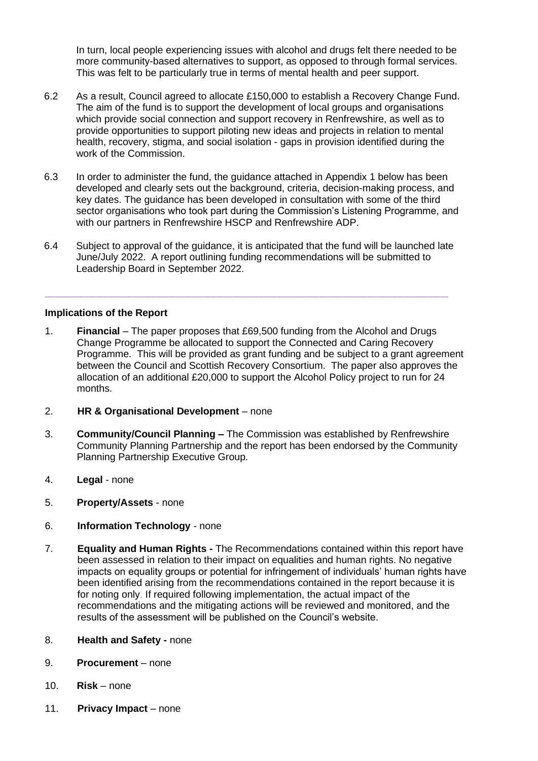In turn, local people experiencing issues with alcohol and drugs felt there needed to be more community-based alternatives to support, as opposed to through formal services. This was felt to be particularly true in terms of mental health and peer support.

6.2 As a result, Council agreed to allocate £150,000 to establish a Recovery Change Fund. The aim of the fund is to support the development of local groups and organisations which provide social connection and support recovery in Renfrewshire, as well as to provide opportunities to support piloting new ideas and projects in relation to mental health, recovery, stigma, and social isolation - gaps in provision identified during the work of the Commission.

6.3 In order to administer the fund, the guidance attached in Appendix 1 below has been developed and clearly sets out the background, criteria, decision-making process, and key dates. The guidance has been developed in consultation with some of the third sector organisations who took part during the Commission's Listening Programme, and with our partners in Renfrewshire HSCP and Renfrewshire ADP.

6.4 Subject to approval of the guidance, it is anticipated that the fund will be launched late June/July 2022. A report outlining funding recommendations will be submitted to Leadership Board in September 2022.

---

**Implications of the Report**

1. **Financial** – The paper proposes that £69,500 funding from the Alcohol and Drugs Change Programme be allocated to support the Connected and Caring Recovery Programme. This will be provided as grant funding and be subject to a grant agreement between the Council and Scottish Recovery Consortium. The paper also approves the allocation of an additional £20,000 to support the Alcohol Policy project to run for 24 months.

2. **HR & Organisational Development** – none

3. **Community/Council Planning –** The Commission was established by Renfrewshire Community Planning Partnership and the report has been endorsed by the Community Planning Partnership Executive Group.

4. **Legal** - none

5. **Property/Assets** - none

6. **Information Technology** - none

7. **Equality and Human Rights -** The Recommendations contained within this report have been assessed in relation to their impact on equalities and human rights. No negative impacts on equality groups or potential for infringement of individuals' human rights have been identified arising from the recommendations contained in the report because it is for noting only. If required following implementation, the actual impact of the recommendations and the mitigating actions will be reviewed and monitored, and the results of the assessment will be published on the Council's website.

8. **Health and Safety -** none

9. **Procurement** – none

10. **Risk** – none

11. **Privacy Impact** – none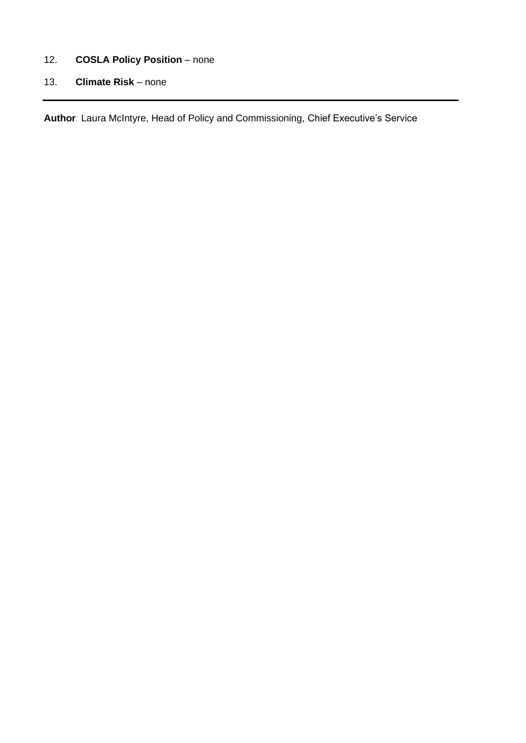12. **COSLA Policy Position** – none

13. **Climate Risk** – none

---

**Author**: Laura McIntyre, Head of Policy and Commissioning, Chief Executive's Service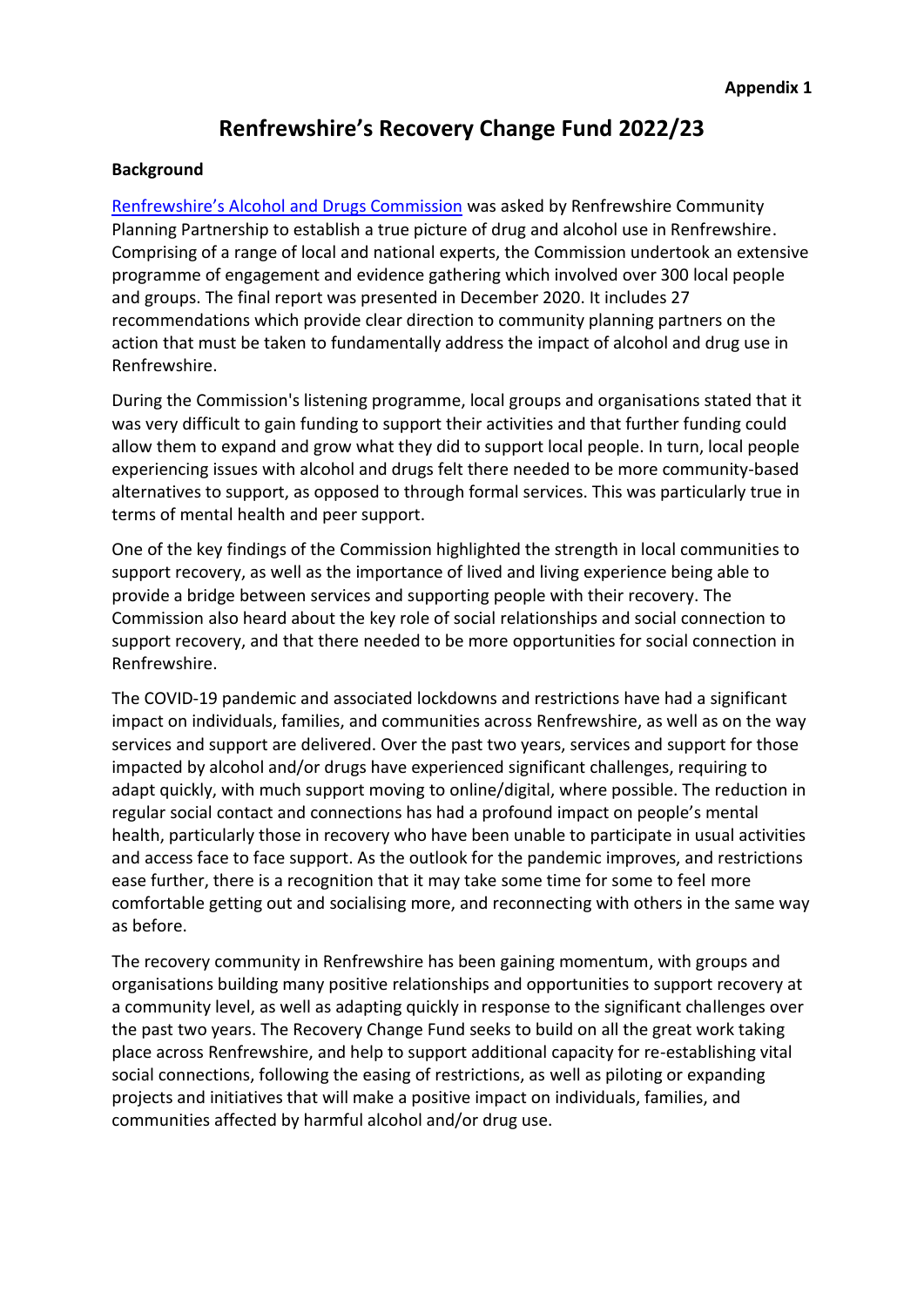**Appendix 1**

# Renfrewshire's Recovery Change Fund 2022/23

## Background

Renfrewshire's Alcohol and Drugs Commission was asked by Renfrewshire Community Planning Partnership to establish a true picture of drug and alcohol use in Renfrewshire. Comprising of a range of local and national experts, the Commission undertook an extensive programme of engagement and evidence gathering which involved over 300 local people and groups. The final report was presented in December 2020. It includes 27 recommendations which provide clear direction to community planning partners on the action that must be taken to fundamentally address the impact of alcohol and drug use in Renfrewshire.

During the Commission's listening programme, local groups and organisations stated that it was very difficult to gain funding to support their activities and that further funding could allow them to expand and grow what they did to support local people. In turn, local people experiencing issues with alcohol and drugs felt there needed to be more community-based alternatives to support, as opposed to through formal services. This was particularly true in terms of mental health and peer support.

One of the key findings of the Commission highlighted the strength in local communities to support recovery, as well as the importance of lived and living experience being able to provide a bridge between services and supporting people with their recovery. The Commission also heard about the key role of social relationships and social connection to support recovery, and that there needed to be more opportunities for social connection in Renfrewshire.

The COVID-19 pandemic and associated lockdowns and restrictions have had a significant impact on individuals, families, and communities across Renfrewshire, as well as on the way services and support are delivered. Over the past two years, services and support for those impacted by alcohol and/or drugs have experienced significant challenges, requiring to adapt quickly, with much support moving to online/digital, where possible. The reduction in regular social contact and connections has had a profound impact on people's mental health, particularly those in recovery who have been unable to participate in usual activities and access face to face support. As the outlook for the pandemic improves, and restrictions ease further, there is a recognition that it may take some time for some to feel more comfortable getting out and socialising more, and reconnecting with others in the same way as before.

The recovery community in Renfrewshire has been gaining momentum, with groups and organisations building many positive relationships and opportunities to support recovery at a community level, as well as adapting quickly in response to the significant challenges over the past two years. The Recovery Change Fund seeks to build on all the great work taking place across Renfrewshire, and help to support additional capacity for re-establishing vital social connections, following the easing of restrictions, as well as piloting or expanding projects and initiatives that will make a positive impact on individuals, families, and communities affected by harmful alcohol and/or drug use.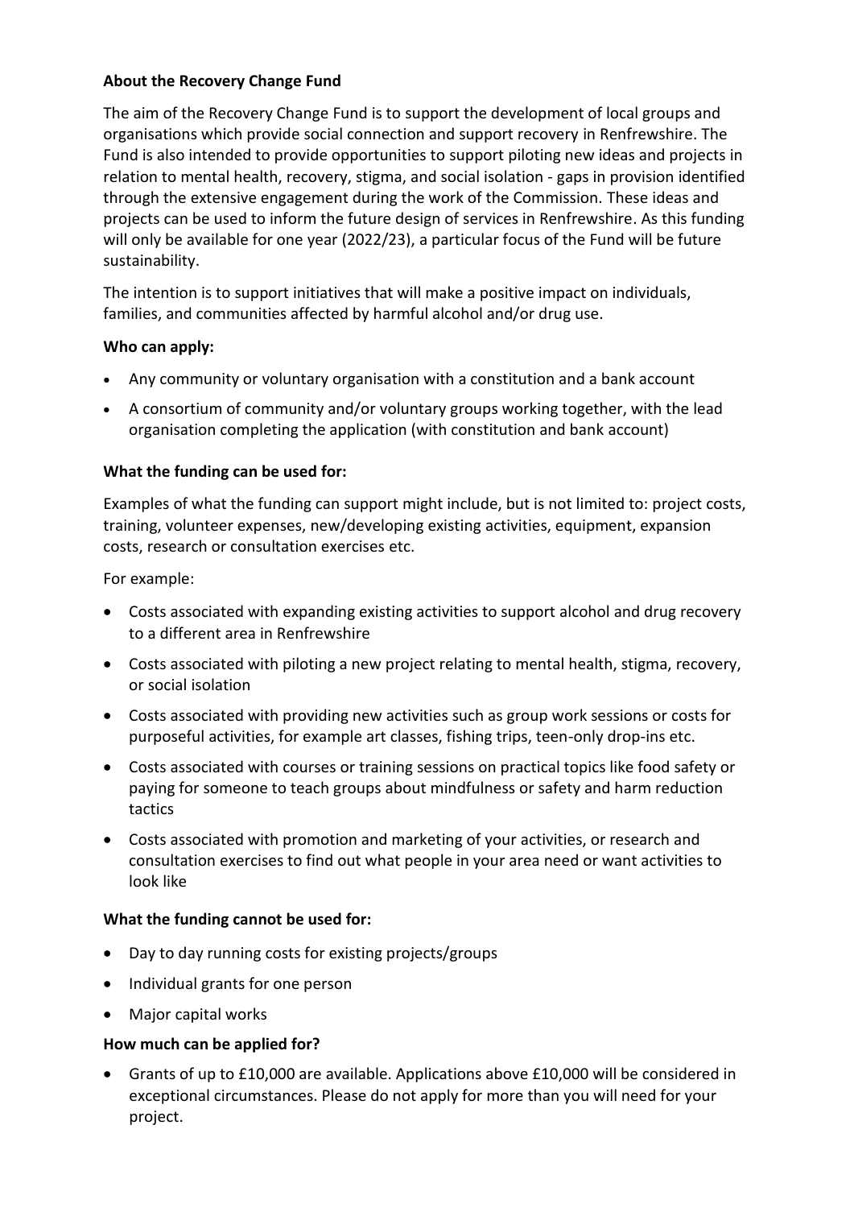**About the Recovery Change Fund**

The aim of the Recovery Change Fund is to support the development of local groups and organisations which provide social connection and support recovery in Renfrewshire. The Fund is also intended to provide opportunities to support piloting new ideas and projects in relation to mental health, recovery, stigma, and social isolation - gaps in provision identified through the extensive engagement during the work of the Commission. These ideas and projects can be used to inform the future design of services in Renfrewshire. As this funding will only be available for one year (2022/23), a particular focus of the Fund will be future sustainability.

The intention is to support initiatives that will make a positive impact on individuals, families, and communities affected by harmful alcohol and/or drug use.

**Who can apply:**

- Any community or voluntary organisation with a constitution and a bank account
- A consortium of community and/or voluntary groups working together, with the lead organisation completing the application (with constitution and bank account)

**What the funding can be used for:**

Examples of what the funding can support might include, but is not limited to: project costs, training, volunteer expenses, new/developing existing activities, equipment, expansion costs, research or consultation exercises etc.

For example:

- Costs associated with expanding existing activities to support alcohol and drug recovery to a different area in Renfrewshire
- Costs associated with piloting a new project relating to mental health, stigma, recovery, or social isolation
- Costs associated with providing new activities such as group work sessions or costs for purposeful activities, for example art classes, fishing trips, teen-only drop-ins etc.
- Costs associated with courses or training sessions on practical topics like food safety or paying for someone to teach groups about mindfulness or safety and harm reduction tactics
- Costs associated with promotion and marketing of your activities, or research and consultation exercises to find out what people in your area need or want activities to look like

**What the funding cannot be used for:**

- Day to day running costs for existing projects/groups
- Individual grants for one person
- Major capital works

**How much can be applied for?**

- Grants of up to £10,000 are available. Applications above £10,000 will be considered in exceptional circumstances. Please do not apply for more than you will need for your project.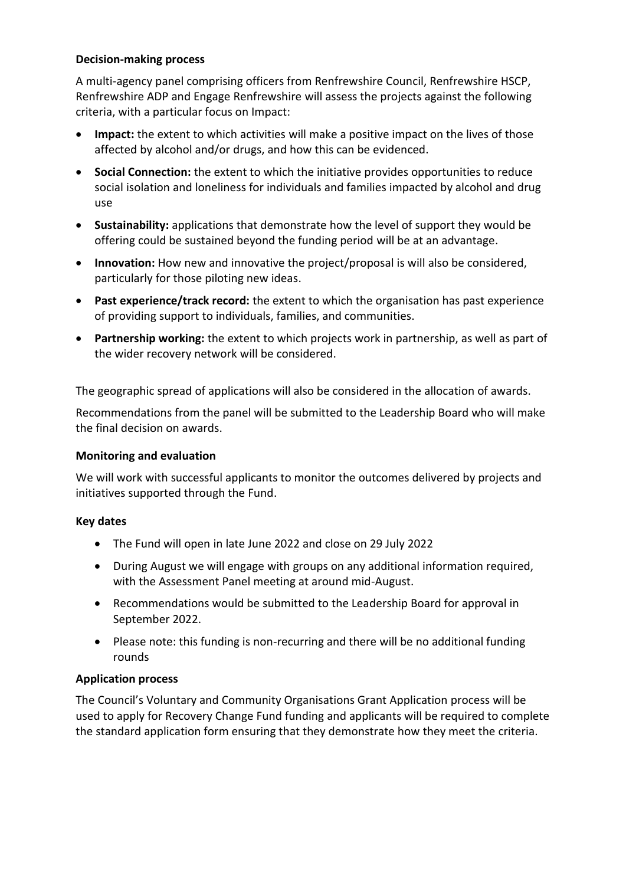**Decision-making process**

A multi-agency panel comprising officers from Renfrewshire Council, Renfrewshire HSCP, Renfrewshire ADP and Engage Renfrewshire will assess the projects against the following criteria, with a particular focus on Impact:

- **Impact:** the extent to which activities will make a positive impact on the lives of those affected by alcohol and/or drugs, and how this can be evidenced.
- **Social Connection:** the extent to which the initiative provides opportunities to reduce social isolation and loneliness for individuals and families impacted by alcohol and drug use
- **Sustainability:** applications that demonstrate how the level of support they would be offering could be sustained beyond the funding period will be at an advantage.
- **Innovation:** How new and innovative the project/proposal is will also be considered, particularly for those piloting new ideas.
- **Past experience/track record:** the extent to which the organisation has past experience of providing support to individuals, families, and communities.
- **Partnership working:** the extent to which projects work in partnership, as well as part of the wider recovery network will be considered.

The geographic spread of applications will also be considered in the allocation of awards.

Recommendations from the panel will be submitted to the Leadership Board who will make the final decision on awards.

**Monitoring and evaluation**

We will work with successful applicants to monitor the outcomes delivered by projects and initiatives supported through the Fund.

**Key dates**

- The Fund will open in late June 2022 and close on 29 July 2022
- During August we will engage with groups on any additional information required, with the Assessment Panel meeting at around mid-August.
- Recommendations would be submitted to the Leadership Board for approval in September 2022.
- Please note: this funding is non-recurring and there will be no additional funding rounds

**Application process**

The Council's Voluntary and Community Organisations Grant Application process will be used to apply for Recovery Change Fund funding and applicants will be required to complete the standard application form ensuring that they demonstrate how they meet the criteria.